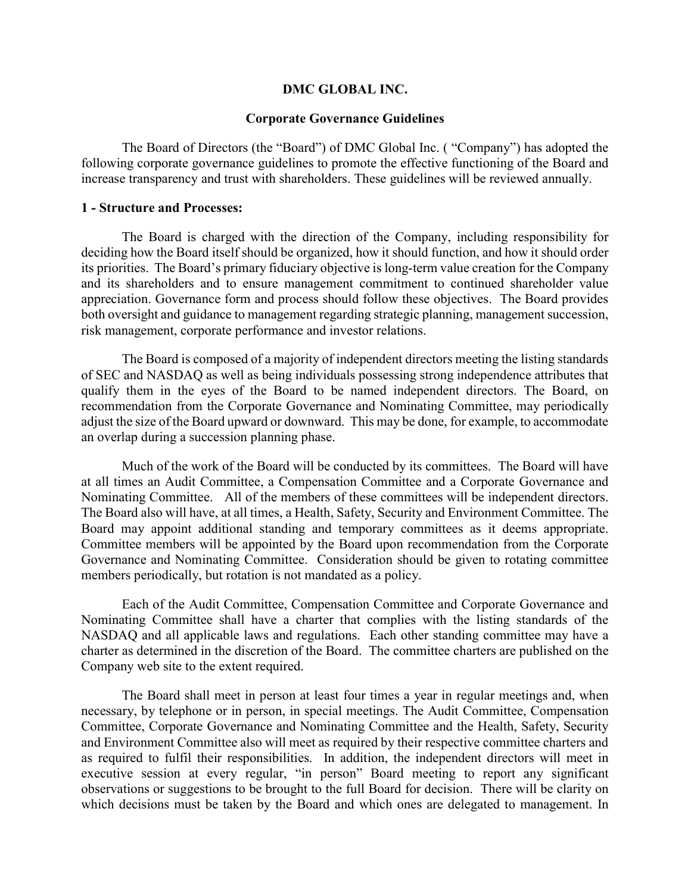# DMC GLOBAL INC.

## Corporate Governance Guidelines

The Board of Directors (the "Board") of DMC Global Inc. ( "Company") has adopted the following corporate governance guidelines to promote the effective functioning of the Board and increase transparency and trust with shareholders. These guidelines will be reviewed annually.

### 1 - Structure and Processes:

The Board is charged with the direction of the Company, including responsibility for deciding how the Board itself should be organized, how it should function, and how it should order its priorities. The Board's primary fiduciary objective is long-term value creation for the Company and its shareholders and to ensure management commitment to continued shareholder value appreciation. Governance form and process should follow these objectives. The Board provides both oversight and guidance to management regarding strategic planning, management succession, risk management, corporate performance and investor relations.

The Board is composed of a majority of independent directors meeting the listing standards of SEC and NASDAQ as well as being individuals possessing strong independence attributes that qualify them in the eyes of the Board to be named independent directors. The Board, on recommendation from the Corporate Governance and Nominating Committee, may periodically adjust the size of the Board upward or downward. This may be done, for example, to accommodate an overlap during a succession planning phase.

Much of the work of the Board will be conducted by its committees. The Board will have at all times an Audit Committee, a Compensation Committee and a Corporate Governance and Nominating Committee. All of the members of these committees will be independent directors. The Board also will have, at all times, a Health, Safety, Security and Environment Committee. The Board may appoint additional standing and temporary committees as it deems appropriate. Committee members will be appointed by the Board upon recommendation from the Corporate Governance and Nominating Committee. Consideration should be given to rotating committee members periodically, but rotation is not mandated as a policy.

Each of the Audit Committee, Compensation Committee and Corporate Governance and Nominating Committee shall have a charter that complies with the listing standards of the NASDAQ and all applicable laws and regulations. Each other standing committee may have a charter as determined in the discretion of the Board. The committee charters are published on the Company web site to the extent required.

The Board shall meet in person at least four times a year in regular meetings and, when necessary, by telephone or in person, in special meetings. The Audit Committee, Compensation Committee, Corporate Governance and Nominating Committee and the Health, Safety, Security and Environment Committee also will meet as required by their respective committee charters and as required to fulfil their responsibilities. In addition, the independent directors will meet in executive session at every regular, "in person" Board meeting to report any significant observations or suggestions to be brought to the full Board for decision. There will be clarity on which decisions must be taken by the Board and which ones are delegated to management. In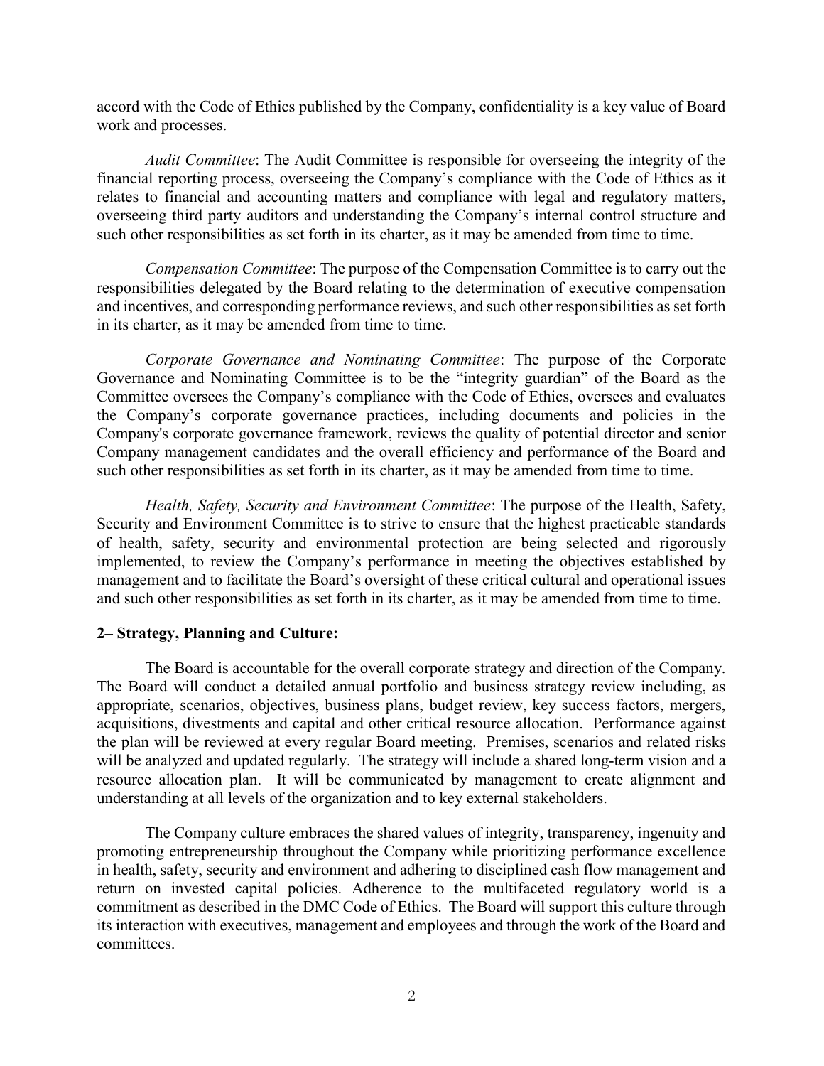accord with the Code of Ethics published by the Company, confidentiality is a key value of Board work and processes.

*Audit Committee*: The Audit Committee is responsible for overseeing the integrity of the financial reporting process, overseeing the Company's compliance with the Code of Ethics as it relates to financial and accounting matters and compliance with legal and regulatory matters, overseeing third party auditors and understanding the Company's internal control structure and such other responsibilities as set forth in its charter, as it may be amended from time to time.

*Compensation Committee*: The purpose of the Compensation Committee is to carry out the responsibilities delegated by the Board relating to the determination of executive compensation and incentives, and corresponding performance reviews, and such other responsibilities as set forth in its charter, as it may be amended from time to time.

*Corporate Governance and Nominating Committee*: The purpose of the Corporate Governance and Nominating Committee is to be the "integrity guardian" of the Board as the Committee oversees the Company's compliance with the Code of Ethics, oversees and evaluates the Company's corporate governance practices, including documents and policies in the Company's corporate governance framework, reviews the quality of potential director and senior Company management candidates and the overall efficiency and performance of the Board and such other responsibilities as set forth in its charter, as it may be amended from time to time.

*Health, Safety, Security and Environment Committee*: The purpose of the Health, Safety, Security and Environment Committee is to strive to ensure that the highest practicable standards of health, safety, security and environmental protection are being selected and rigorously implemented, to review the Company's performance in meeting the objectives established by management and to facilitate the Board's oversight of these critical cultural and operational issues and such other responsibilities as set forth in its charter, as it may be amended from time to time.

**2– Strategy, Planning and Culture:**

The Board is accountable for the overall corporate strategy and direction of the Company. The Board will conduct a detailed annual portfolio and business strategy review including, as appropriate, scenarios, objectives, business plans, budget review, key success factors, mergers, acquisitions, divestments and capital and other critical resource allocation. Performance against the plan will be reviewed at every regular Board meeting. Premises, scenarios and related risks will be analyzed and updated regularly. The strategy will include a shared long-term vision and a resource allocation plan. It will be communicated by management to create alignment and understanding at all levels of the organization and to key external stakeholders.

The Company culture embraces the shared values of integrity, transparency, ingenuity and promoting entrepreneurship throughout the Company while prioritizing performance excellence in health, safety, security and environment and adhering to disciplined cash flow management and return on invested capital policies. Adherence to the multifaceted regulatory world is a commitment as described in the DMC Code of Ethics. The Board will support this culture through its interaction with executives, management and employees and through the work of the Board and committees.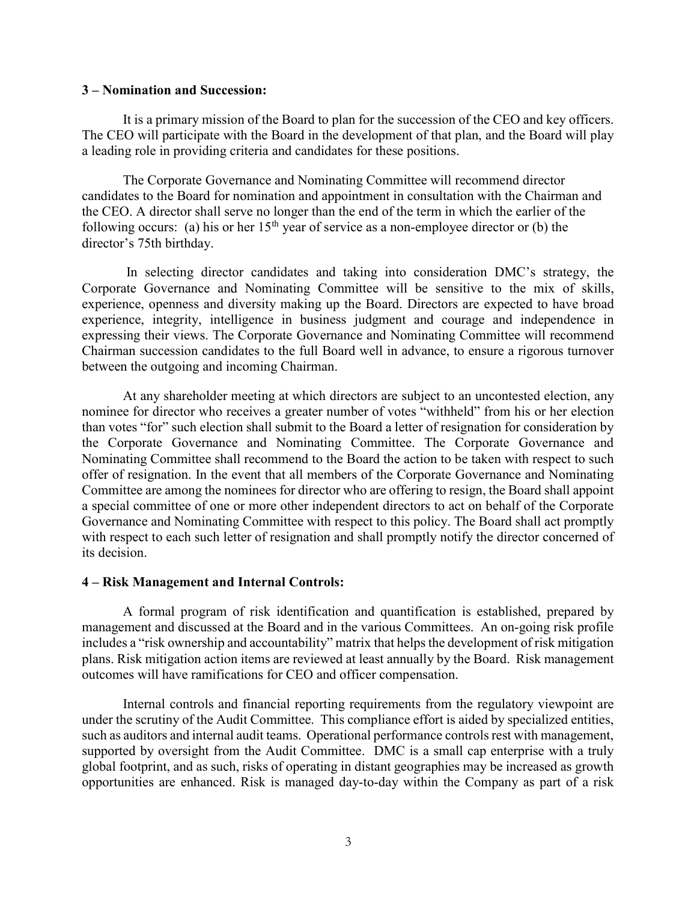**3 – Nomination and Succession:**

It is a primary mission of the Board to plan for the succession of the CEO and key officers. The CEO will participate with the Board in the development of that plan, and the Board will play a leading role in providing criteria and candidates for these positions.

The Corporate Governance and Nominating Committee will recommend director candidates to the Board for nomination and appointment in consultation with the Chairman and the CEO. A director shall serve no longer than the end of the term in which the earlier of the following occurs: (a) his or her 15th year of service as a non-employee director or (b) the director's 75th birthday.

In selecting director candidates and taking into consideration DMC's strategy, the Corporate Governance and Nominating Committee will be sensitive to the mix of skills, experience, openness and diversity making up the Board. Directors are expected to have broad experience, integrity, intelligence in business judgment and courage and independence in expressing their views. The Corporate Governance and Nominating Committee will recommend Chairman succession candidates to the full Board well in advance, to ensure a rigorous turnover between the outgoing and incoming Chairman.

At any shareholder meeting at which directors are subject to an uncontested election, any nominee for director who receives a greater number of votes "withheld" from his or her election than votes "for" such election shall submit to the Board a letter of resignation for consideration by the Corporate Governance and Nominating Committee. The Corporate Governance and Nominating Committee shall recommend to the Board the action to be taken with respect to such offer of resignation. In the event that all members of the Corporate Governance and Nominating Committee are among the nominees for director who are offering to resign, the Board shall appoint a special committee of one or more other independent directors to act on behalf of the Corporate Governance and Nominating Committee with respect to this policy. The Board shall act promptly with respect to each such letter of resignation and shall promptly notify the director concerned of its decision.

**4 – Risk Management and Internal Controls:**

A formal program of risk identification and quantification is established, prepared by management and discussed at the Board and in the various Committees. An on-going risk profile includes a "risk ownership and accountability" matrix that helps the development of risk mitigation plans. Risk mitigation action items are reviewed at least annually by the Board. Risk management outcomes will have ramifications for CEO and officer compensation.

Internal controls and financial reporting requirements from the regulatory viewpoint are under the scrutiny of the Audit Committee. This compliance effort is aided by specialized entities, such as auditors and internal audit teams. Operational performance controls rest with management, supported by oversight from the Audit Committee. DMC is a small cap enterprise with a truly global footprint, and as such, risks of operating in distant geographies may be increased as growth opportunities are enhanced. Risk is managed day-to-day within the Company as part of a risk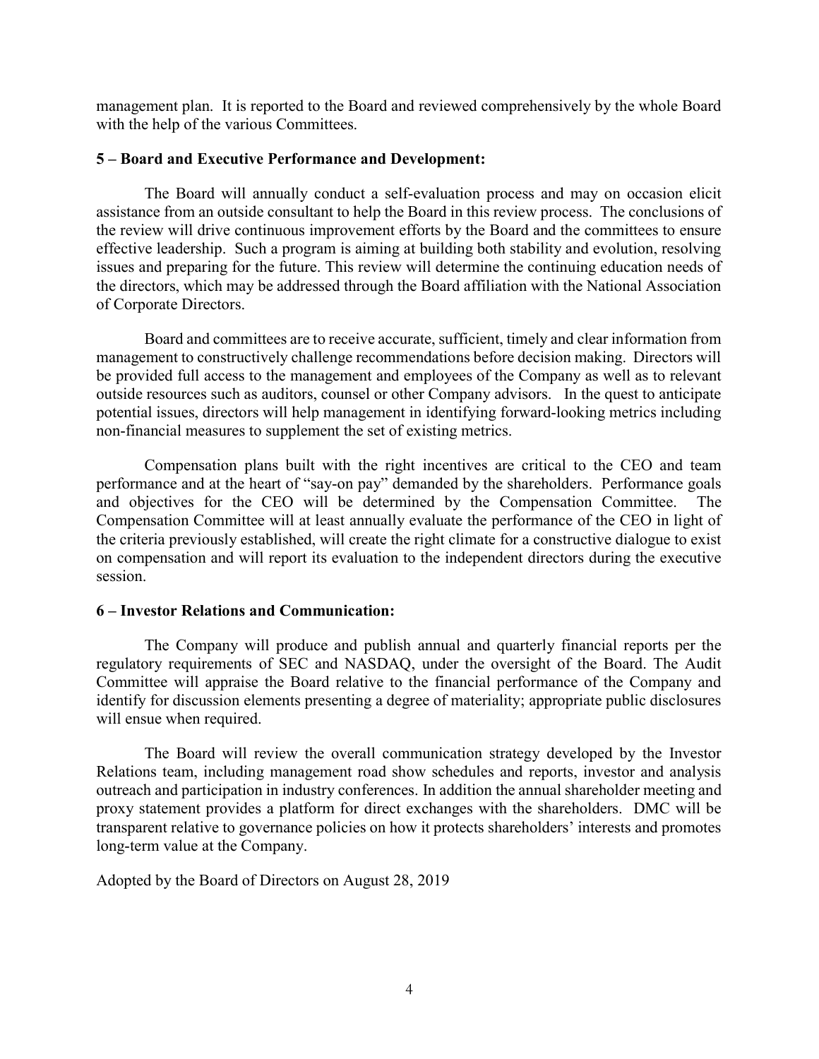management plan. It is reported to the Board and reviewed comprehensively by the whole Board with the help of the various Committees.

**5 – Board and Executive Performance and Development:**

The Board will annually conduct a self-evaluation process and may on occasion elicit assistance from an outside consultant to help the Board in this review process. The conclusions of the review will drive continuous improvement efforts by the Board and the committees to ensure effective leadership. Such a program is aiming at building both stability and evolution, resolving issues and preparing for the future. This review will determine the continuing education needs of the directors, which may be addressed through the Board affiliation with the National Association of Corporate Directors.

Board and committees are to receive accurate, sufficient, timely and clear information from management to constructively challenge recommendations before decision making. Directors will be provided full access to the management and employees of the Company as well as to relevant outside resources such as auditors, counsel or other Company advisors. In the quest to anticipate potential issues, directors will help management in identifying forward-looking metrics including non-financial measures to supplement the set of existing metrics.

Compensation plans built with the right incentives are critical to the CEO and team performance and at the heart of "say-on pay" demanded by the shareholders. Performance goals and objectives for the CEO will be determined by the Compensation Committee. The Compensation Committee will at least annually evaluate the performance of the CEO in light of the criteria previously established, will create the right climate for a constructive dialogue to exist on compensation and will report its evaluation to the independent directors during the executive session.

**6 – Investor Relations and Communication:**

The Company will produce and publish annual and quarterly financial reports per the regulatory requirements of SEC and NASDAQ, under the oversight of the Board. The Audit Committee will appraise the Board relative to the financial performance of the Company and identify for discussion elements presenting a degree of materiality; appropriate public disclosures will ensue when required.

The Board will review the overall communication strategy developed by the Investor Relations team, including management road show schedules and reports, investor and analysis outreach and participation in industry conferences. In addition the annual shareholder meeting and proxy statement provides a platform for direct exchanges with the shareholders. DMC will be transparent relative to governance policies on how it protects shareholders' interests and promotes long-term value at the Company.

Adopted by the Board of Directors on August 28, 2019